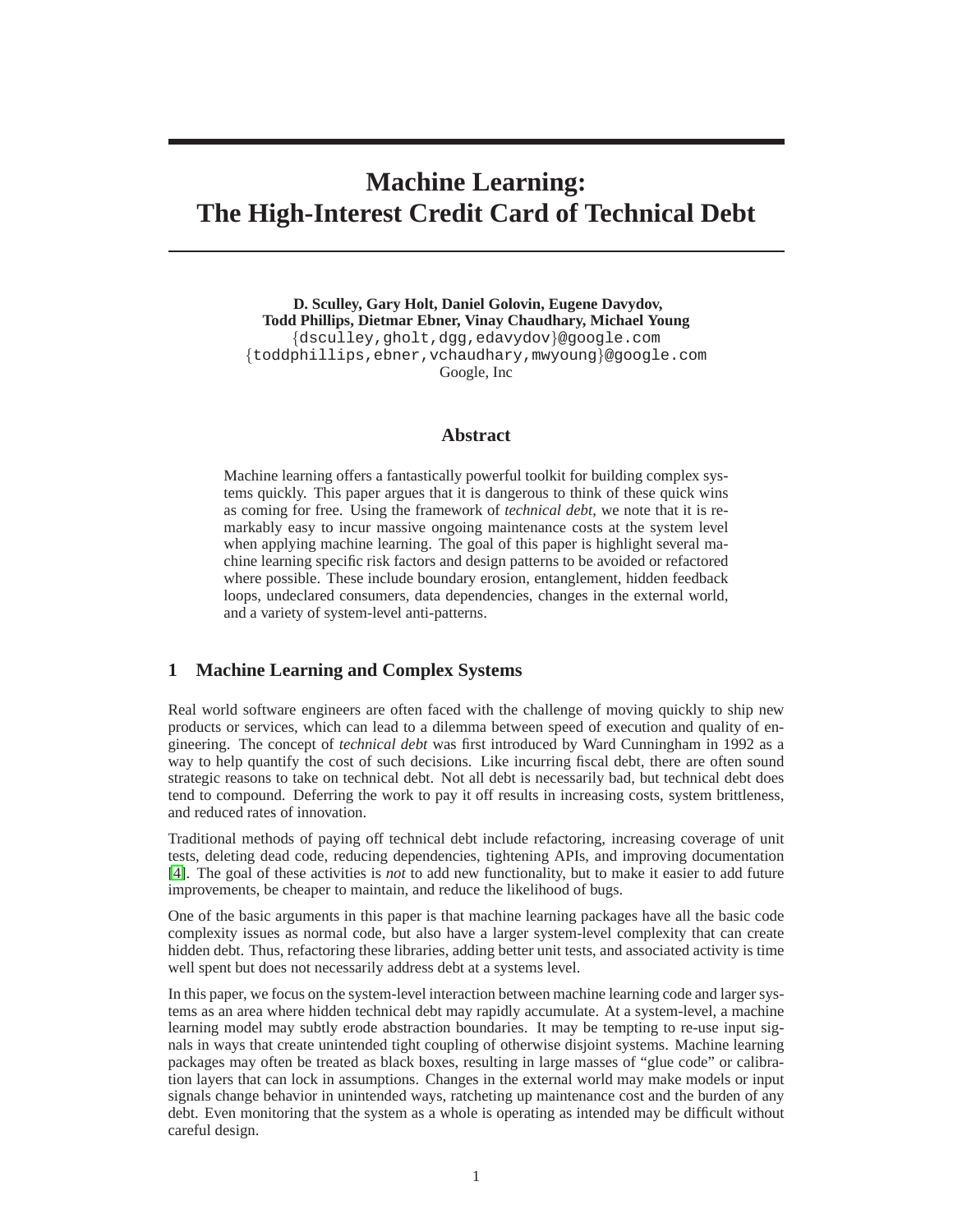# Machine Learning: The High-Interest Credit Card of Technical Debt

**D. Sculley, Gary Holt, Daniel Golovin, Eugene Davydov, Todd Phillips, Dietmar Ebner, Vinay Chaudhary, Michael Young**
{dsculley,gholt,dgg,edavydov}@google.com
{toddphillips,ebner,vchaudhary,mwyoung}@google.com
Google, Inc

## Abstract

Machine learning offers a fantastically powerful toolkit for building complex systems quickly. This paper argues that it is dangerous to think of these quick wins as coming for free. Using the framework of *technical debt*, we note that it is remarkably easy to incur massive ongoing maintenance costs at the system level when applying machine learning. The goal of this paper is highlight several machine learning specific risk factors and design patterns to be avoided or refactored where possible. These include boundary erosion, entanglement, hidden feedback loops, undeclared consumers, data dependencies, changes in the external world, and a variety of system-level anti-patterns.

## 1 Machine Learning and Complex Systems

Real world software engineers are often faced with the challenge of moving quickly to ship new products or services, which can lead to a dilemma between speed of execution and quality of engineering. The concept of *technical debt* was first introduced by Ward Cunningham in 1992 as a way to help quantify the cost of such decisions. Like incurring fiscal debt, there are often sound strategic reasons to take on technical debt. Not all debt is necessarily bad, but technical debt does tend to compound. Deferring the work to pay it off results in increasing costs, system brittleness, and reduced rates of innovation.

Traditional methods of paying off technical debt include refactoring, increasing coverage of unit tests, deleting dead code, reducing dependencies, tightening APIs, and improving documentation [4]. The goal of these activities is *not* to add new functionality, but to make it easier to add future improvements, be cheaper to maintain, and reduce the likelihood of bugs.

One of the basic arguments in this paper is that machine learning packages have all the basic code complexity issues as normal code, but also have a larger system-level complexity that can create hidden debt. Thus, refactoring these libraries, adding better unit tests, and associated activity is time well spent but does not necessarily address debt at a systems level.

In this paper, we focus on the system-level interaction between machine learning code and larger systems as an area where hidden technical debt may rapidly accumulate. At a system-level, a machine learning model may subtly erode abstraction boundaries. It may be tempting to re-use input signals in ways that create unintended tight coupling of otherwise disjoint systems. Machine learning packages may often be treated as black boxes, resulting in large masses of "glue code" or calibration layers that can lock in assumptions. Changes in the external world may make models or input signals change behavior in unintended ways, ratcheting up maintenance cost and the burden of any debt. Even monitoring that the system as a whole is operating as intended may be difficult without careful design.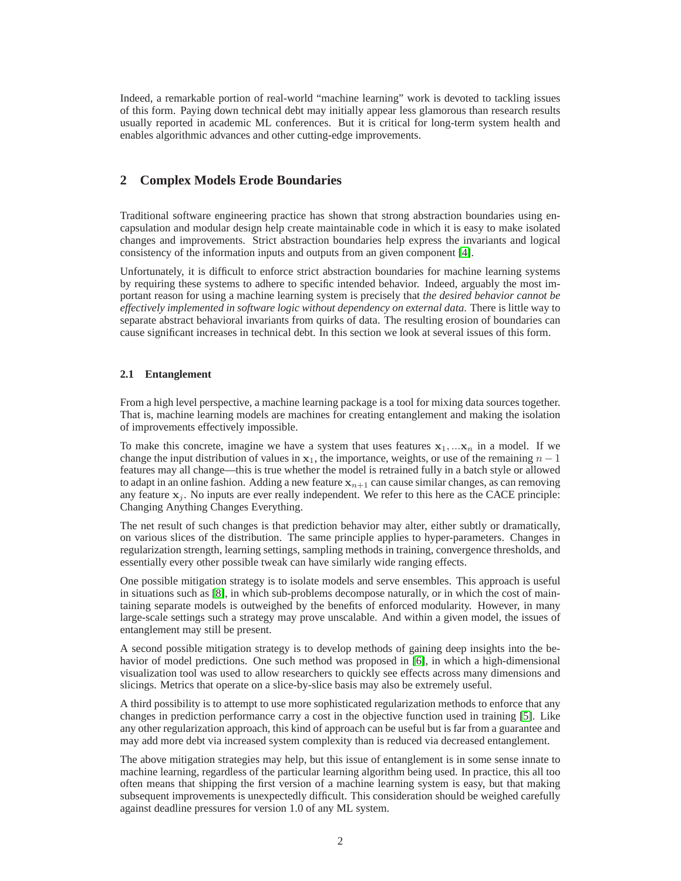Indeed, a remarkable portion of real-world "machine learning" work is devoted to tackling issues of this form. Paying down technical debt may initially appear less glamorous than research results usually reported in academic ML conferences. But it is critical for long-term system health and enables algorithmic advances and other cutting-edge improvements.

## 2 Complex Models Erode Boundaries

Traditional software engineering practice has shown that strong abstraction boundaries using encapsulation and modular design help create maintainable code in which it is easy to make isolated changes and improvements. Strict abstraction boundaries help express the invariants and logical consistency of the information inputs and outputs from an given component [4].

Unfortunately, it is difficult to enforce strict abstraction boundaries for machine learning systems by requiring these systems to adhere to specific intended behavior. Indeed, arguably the most important reason for using a machine learning system is precisely that *the desired behavior cannot be effectively implemented in software logic without dependency on external data*. There is little way to separate abstract behavioral invariants from quirks of data. The resulting erosion of boundaries can cause significant increases in technical debt. In this section we look at several issues of this form.

### 2.1 Entanglement

From a high level perspective, a machine learning package is a tool for mixing data sources together. That is, machine learning models are machines for creating entanglement and making the isolation of improvements effectively impossible.

To make this concrete, imagine we have a system that uses features $\mathbf{x}_1, ...\mathbf{x}_n$ in a model. If we change the input distribution of values in $\mathbf{x}_1$, the importance, weights, or use of the remaining $n-1$ features may all change—this is true whether the model is retrained fully in a batch style or allowed to adapt in an online fashion. Adding a new feature $\mathbf{x}_{n+1}$ can cause similar changes, as can removing any feature $\mathbf{x}_j$. No inputs are ever really independent. We refer to this here as the CACE principle: Changing Anything Changes Everything.

The net result of such changes is that prediction behavior may alter, either subtly or dramatically, on various slices of the distribution. The same principle applies to hyper-parameters. Changes in regularization strength, learning settings, sampling methods in training, convergence thresholds, and essentially every other possible tweak can have similarly wide ranging effects.

One possible mitigation strategy is to isolate models and serve ensembles. This approach is useful in situations such as [8], in which sub-problems decompose naturally, or in which the cost of maintaining separate models is outweighed by the benefits of enforced modularity. However, in many large-scale settings such a strategy may prove unscalable. And within a given model, the issues of entanglement may still be present.

A second possible mitigation strategy is to develop methods of gaining deep insights into the behavior of model predictions. One such method was proposed in [6], in which a high-dimensional visualization tool was used to allow researchers to quickly see effects across many dimensions and slicings. Metrics that operate on a slice-by-slice basis may also be extremely useful.

A third possibility is to attempt to use more sophisticated regularization methods to enforce that any changes in prediction performance carry a cost in the objective function used in training [5]. Like any other regularization approach, this kind of approach can be useful but is far from a guarantee and may add more debt via increased system complexity than is reduced via decreased entanglement.

The above mitigation strategies may help, but this issue of entanglement is in some sense innate to machine learning, regardless of the particular learning algorithm being used. In practice, this all too often means that shipping the first version of a machine learning system is easy, but that making subsequent improvements is unexpectedly difficult. This consideration should be weighed carefully against deadline pressures for version 1.0 of any ML system.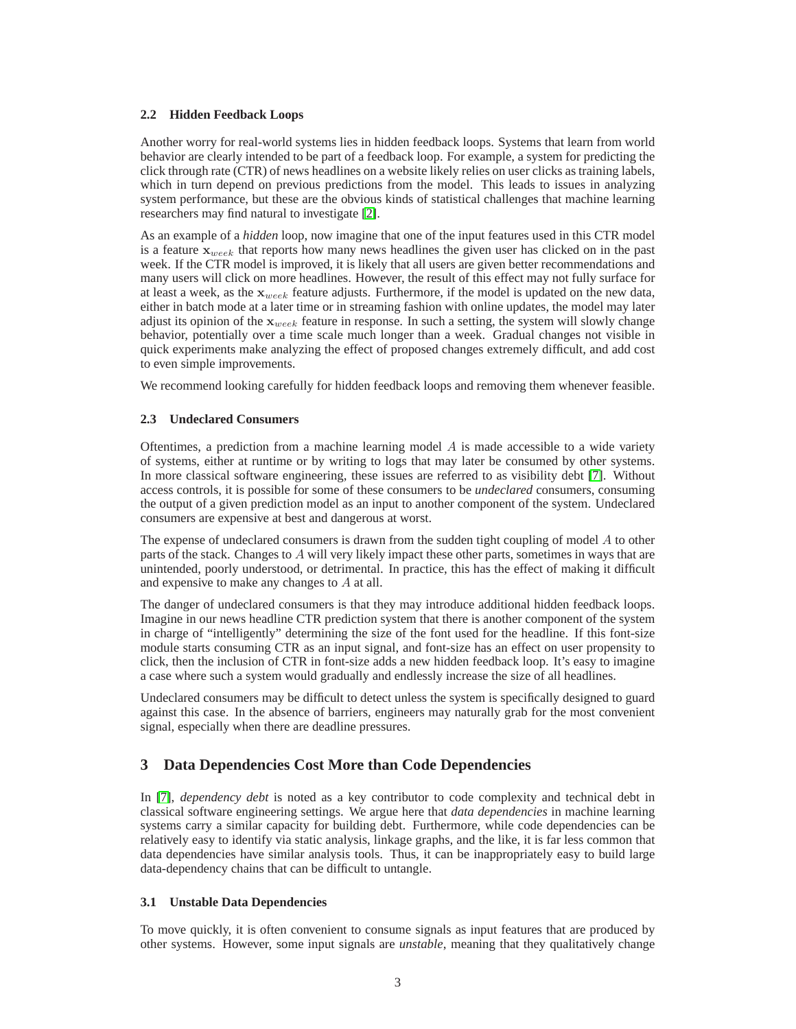### 2.2 Hidden Feedback Loops

Another worry for real-world systems lies in hidden feedback loops. Systems that learn from world behavior are clearly intended to be part of a feedback loop. For example, a system for predicting the click through rate (CTR) of news headlines on a website likely relies on user clicks as training labels, which in turn depend on previous predictions from the model. This leads to issues in analyzing system performance, but these are the obvious kinds of statistical challenges that machine learning researchers may find natural to investigate [2].

As an example of a *hidden* loop, now imagine that one of the input features used in this CTR model is a feature $\mathbf{x}_{week}$ that reports how many news headlines the given user has clicked on in the past week. If the CTR model is improved, it is likely that all users are given better recommendations and many users will click on more headlines. However, the result of this effect may not fully surface for at least a week, as the $\mathbf{x}_{week}$ feature adjusts. Furthermore, if the model is updated on the new data, either in batch mode at a later time or in streaming fashion with online updates, the model may later adjust its opinion of the $\mathbf{x}_{week}$ feature in response. In such a setting, the system will slowly change behavior, potentially over a time scale much longer than a week. Gradual changes not visible in quick experiments make analyzing the effect of proposed changes extremely difficult, and add cost to even simple improvements.

We recommend looking carefully for hidden feedback loops and removing them whenever feasible.

### 2.3 Undeclared Consumers

Oftentimes, a prediction from a machine learning model $A$ is made accessible to a wide variety of systems, either at runtime or by writing to logs that may later be consumed by other systems. In more classical software engineering, these issues are referred to as visibility debt [7]. Without access controls, it is possible for some of these consumers to be *undeclared* consumers, consuming the output of a given prediction model as an input to another component of the system. Undeclared consumers are expensive at best and dangerous at worst.

The expense of undeclared consumers is drawn from the sudden tight coupling of model $A$ to other parts of the stack. Changes to $A$ will very likely impact these other parts, sometimes in ways that are unintended, poorly understood, or detrimental. In practice, this has the effect of making it difficult and expensive to make any changes to $A$ at all.

The danger of undeclared consumers is that they may introduce additional hidden feedback loops. Imagine in our news headline CTR prediction system that there is another component of the system in charge of "intelligently" determining the size of the font used for the headline. If this font-size module starts consuming CTR as an input signal, and font-size has an effect on user propensity to click, then the inclusion of CTR in font-size adds a new hidden feedback loop. It's easy to imagine a case where such a system would gradually and endlessly increase the size of all headlines.

Undeclared consumers may be difficult to detect unless the system is specifically designed to guard against this case. In the absence of barriers, engineers may naturally grab for the most convenient signal, especially when there are deadline pressures.

## 3 Data Dependencies Cost More than Code Dependencies

In [7], *dependency debt* is noted as a key contributor to code complexity and technical debt in classical software engineering settings. We argue here that *data dependencies* in machine learning systems carry a similar capacity for building debt. Furthermore, while code dependencies can be relatively easy to identify via static analysis, linkage graphs, and the like, it is far less common that data dependencies have similar analysis tools. Thus, it can be inappropriately easy to build large data-dependency chains that can be difficult to untangle.

### 3.1 Unstable Data Dependencies

To move quickly, it is often convenient to consume signals as input features that are produced by other systems. However, some input signals are *unstable*, meaning that they qualitatively change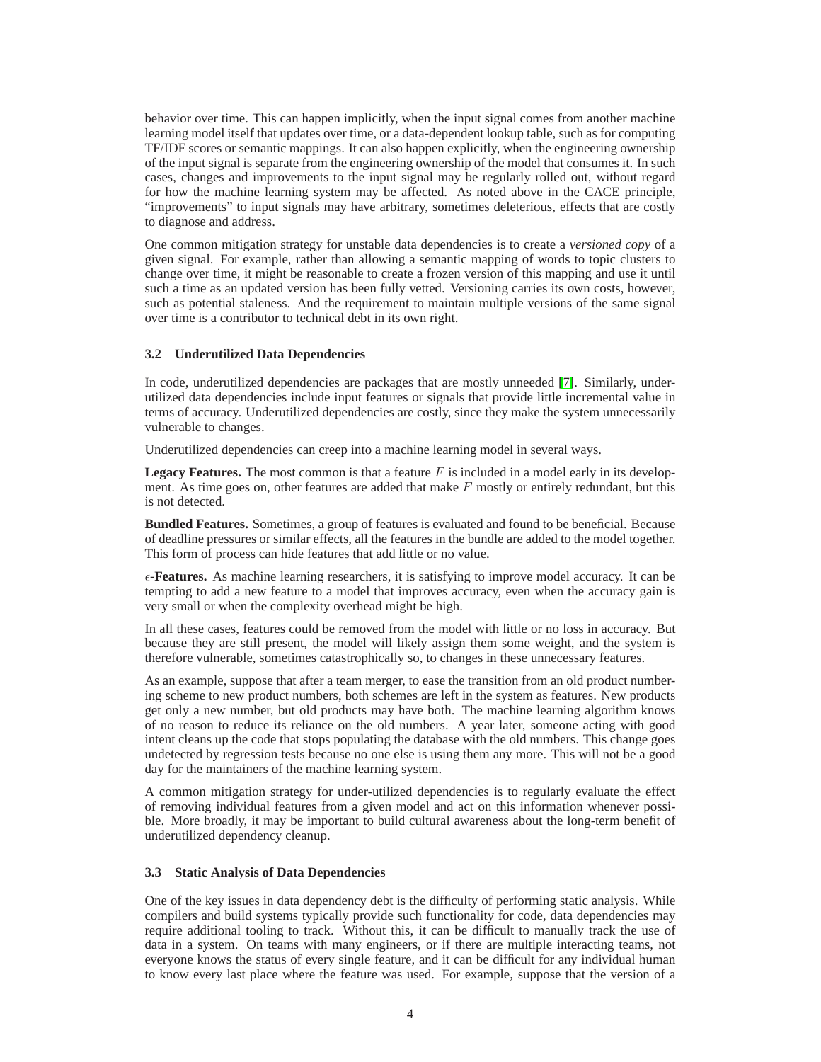behavior over time. This can happen implicitly, when the input signal comes from another machine learning model itself that updates over time, or a data-dependent lookup table, such as for computing TF/IDF scores or semantic mappings. It can also happen explicitly, when the engineering ownership of the input signal is separate from the engineering ownership of the model that consumes it. In such cases, changes and improvements to the input signal may be regularly rolled out, without regard for how the machine learning system may be affected. As noted above in the CACE principle, "improvements" to input signals may have arbitrary, sometimes deleterious, effects that are costly to diagnose and address.

One common mitigation strategy for unstable data dependencies is to create a *versioned copy* of a given signal. For example, rather than allowing a semantic mapping of words to topic clusters to change over time, it might be reasonable to create a frozen version of this mapping and use it until such a time as an updated version has been fully vetted. Versioning carries its own costs, however, such as potential staleness. And the requirement to maintain multiple versions of the same signal over time is a contributor to technical debt in its own right.

### 3.2 Underutilized Data Dependencies

In code, underutilized dependencies are packages that are mostly unneeded [7]. Similarly, underutilized data dependencies include input features or signals that provide little incremental value in terms of accuracy. Underutilized dependencies are costly, since they make the system unnecessarily vulnerable to changes.

Underutilized dependencies can creep into a machine learning model in several ways.

**Legacy Features.** The most common is that a feature $F$ is included in a model early in its development. As time goes on, other features are added that make $F$ mostly or entirely redundant, but this is not detected.

**Bundled Features.** Sometimes, a group of features is evaluated and found to be beneficial. Because of deadline pressures or similar effects, all the features in the bundle are added to the model together. This form of process can hide features that add little or no value.

**$\epsilon$-Features.** As machine learning researchers, it is satisfying to improve model accuracy. It can be tempting to add a new feature to a model that improves accuracy, even when the accuracy gain is very small or when the complexity overhead might be high.

In all these cases, features could be removed from the model with little or no loss in accuracy. But because they are still present, the model will likely assign them some weight, and the system is therefore vulnerable, sometimes catastrophically so, to changes in these unnecessary features.

As an example, suppose that after a team merger, to ease the transition from an old product numbering scheme to new product numbers, both schemes are left in the system as features. New products get only a new number, but old products may have both. The machine learning algorithm knows of no reason to reduce its reliance on the old numbers. A year later, someone acting with good intent cleans up the code that stops populating the database with the old numbers. This change goes undetected by regression tests because no one else is using them any more. This will not be a good day for the maintainers of the machine learning system.

A common mitigation strategy for under-utilized dependencies is to regularly evaluate the effect of removing individual features from a given model and act on this information whenever possible. More broadly, it may be important to build cultural awareness about the long-term benefit of underutilized dependency cleanup.

### 3.3 Static Analysis of Data Dependencies

One of the key issues in data dependency debt is the difficulty of performing static analysis. While compilers and build systems typically provide such functionality for code, data dependencies may require additional tooling to track. Without this, it can be difficult to manually track the use of data in a system. On teams with many engineers, or if there are multiple interacting teams, not everyone knows the status of every single feature, and it can be difficult for any individual human to know every last place where the feature was used. For example, suppose that the version of a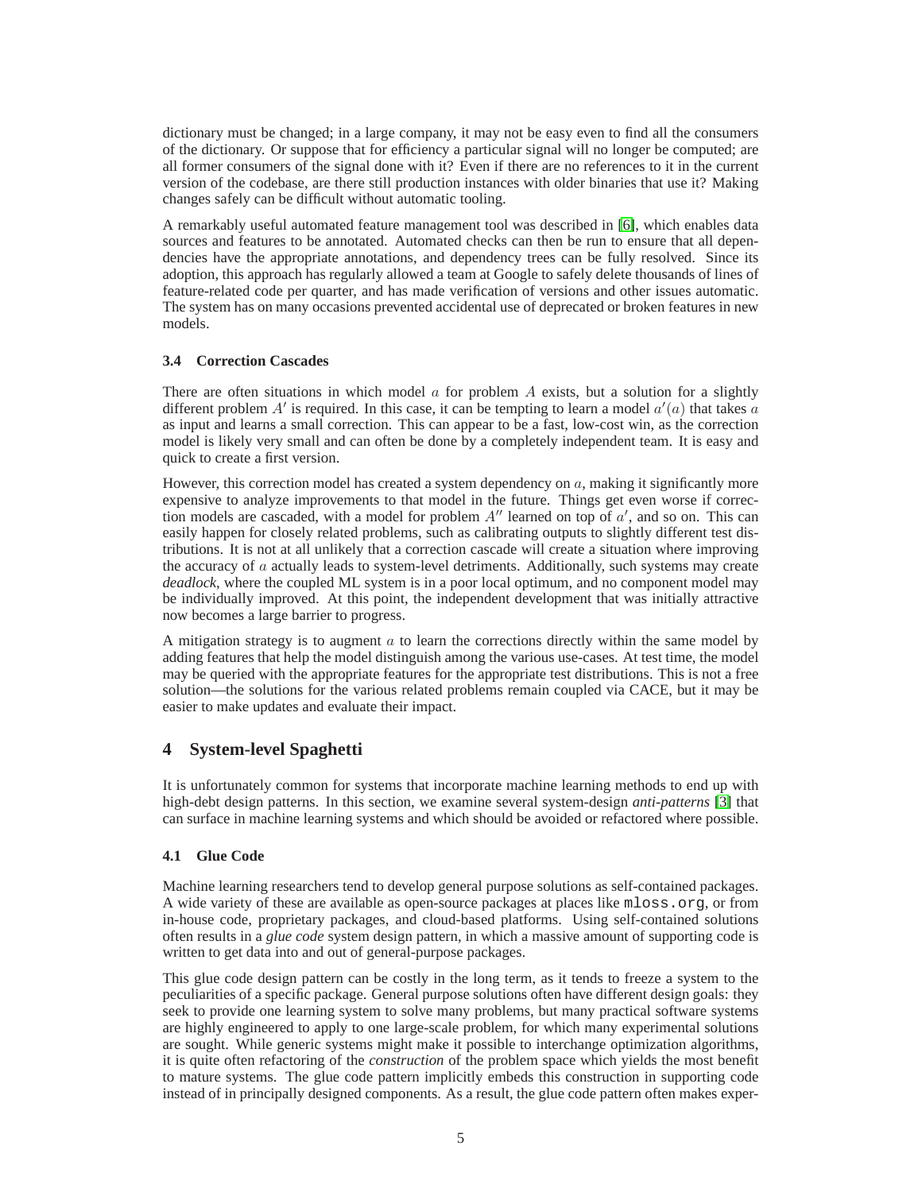dictionary must be changed; in a large company, it may not be easy even to find all the consumers of the dictionary. Or suppose that for efficiency a particular signal will no longer be computed; are all former consumers of the signal done with it? Even if there are no references to it in the current version of the codebase, are there still production instances with older binaries that use it? Making changes safely can be difficult without automatic tooling.

A remarkably useful automated feature management tool was described in [6], which enables data sources and features to be annotated. Automated checks can then be run to ensure that all dependencies have the appropriate annotations, and dependency trees can be fully resolved. Since its adoption, this approach has regularly allowed a team at Google to safely delete thousands of lines of feature-related code per quarter, and has made verification of versions and other issues automatic. The system has on many occasions prevented accidental use of deprecated or broken features in new models.

### 3.4 Correction Cascades

There are often situations in which model $a$ for problem $A$ exists, but a solution for a slightly different problem $A'$ is required. In this case, it can be tempting to learn a model $a'(a)$ that takes $a$ as input and learns a small correction. This can appear to be a fast, low-cost win, as the correction model is likely very small and can often be done by a completely independent team. It is easy and quick to create a first version.

However, this correction model has created a system dependency on $a$, making it significantly more expensive to analyze improvements to that model in the future. Things get even worse if correction models are cascaded, with a model for problem $A''$ learned on top of $a'$, and so on. This can easily happen for closely related problems, such as calibrating outputs to slightly different test distributions. It is not at all unlikely that a correction cascade will create a situation where improving the accuracy of $a$ actually leads to system-level detriments. Additionally, such systems may create *deadlock*, where the coupled ML system is in a poor local optimum, and no component model may be individually improved. At this point, the independent development that was initially attractive now becomes a large barrier to progress.

A mitigation strategy is to augment $a$ to learn the corrections directly within the same model by adding features that help the model distinguish among the various use-cases. At test time, the model may be queried with the appropriate features for the appropriate test distributions. This is not a free solution—the solutions for the various related problems remain coupled via CACE, but it may be easier to make updates and evaluate their impact.

## 4 System-level Spaghetti

It is unfortunately common for systems that incorporate machine learning methods to end up with high-debt design patterns. In this section, we examine several system-design *anti-patterns* [3] that can surface in machine learning systems and which should be avoided or refactored where possible.

### 4.1 Glue Code

Machine learning researchers tend to develop general purpose solutions as self-contained packages. A wide variety of these are available as open-source packages at places like `mloss.org`, or from in-house code, proprietary packages, and cloud-based platforms. Using self-contained solutions often results in a *glue code* system design pattern, in which a massive amount of supporting code is written to get data into and out of general-purpose packages.

This glue code design pattern can be costly in the long term, as it tends to freeze a system to the peculiarities of a specific package. General purpose solutions often have different design goals: they seek to provide one learning system to solve many problems, but many practical software systems are highly engineered to apply to one large-scale problem, for which many experimental solutions are sought. While generic systems might make it possible to interchange optimization algorithms, it is quite often refactoring of the *construction* of the problem space which yields the most benefit to mature systems. The glue code pattern implicitly embeds this construction in supporting code instead of in principally designed components. As a result, the glue code pattern often makes exper-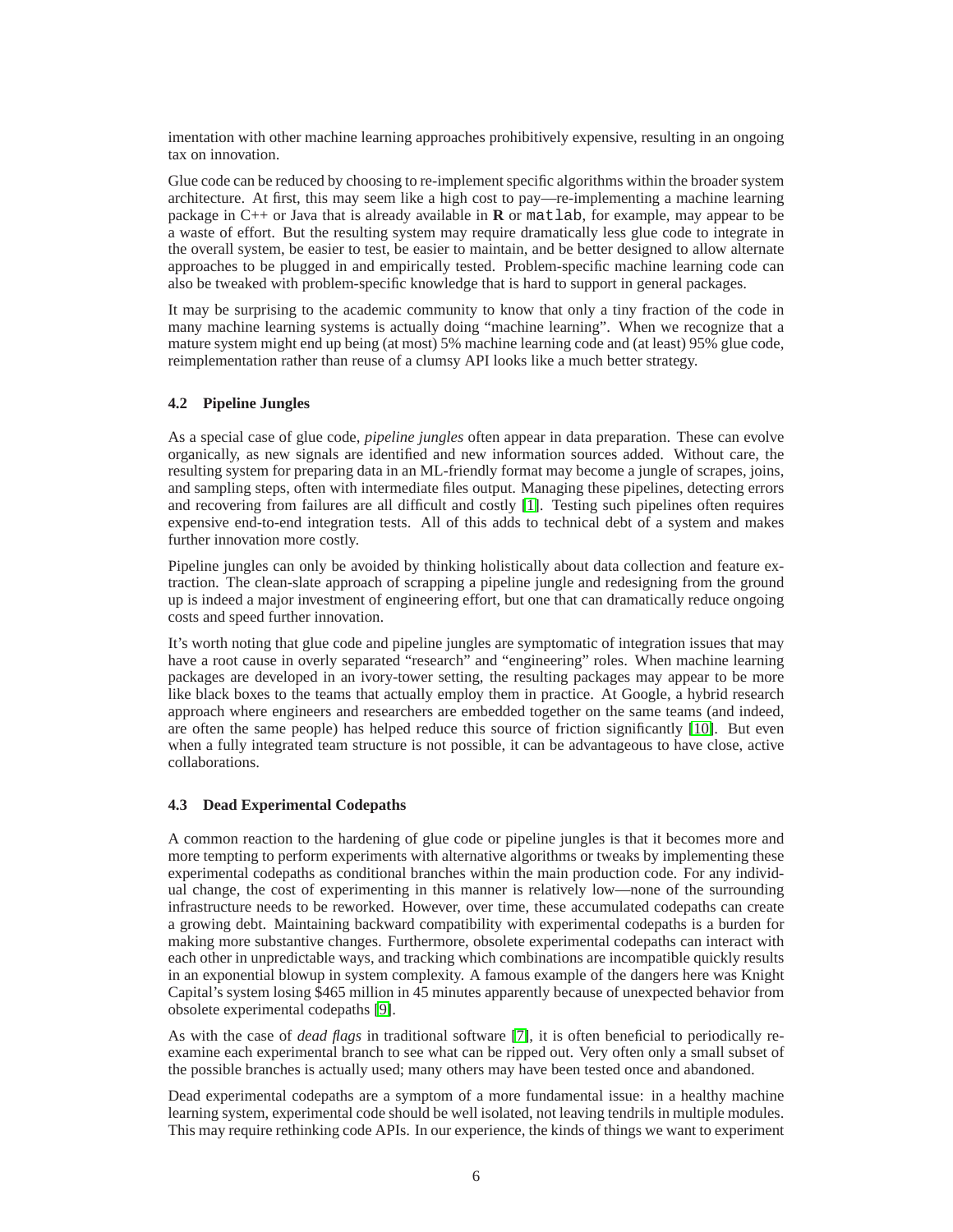imentation with other machine learning approaches prohibitively expensive, resulting in an ongoing tax on innovation.

Glue code can be reduced by choosing to re-implement specific algorithms within the broader system architecture. At first, this may seem like a high cost to pay—re-implementing a machine learning package in C++ or Java that is already available in **R** or `matlab`, for example, may appear to be a waste of effort. But the resulting system may require dramatically less glue code to integrate in the overall system, be easier to test, be easier to maintain, and be better designed to allow alternate approaches to be plugged in and empirically tested. Problem-specific machine learning code can also be tweaked with problem-specific knowledge that is hard to support in general packages.

It may be surprising to the academic community to know that only a tiny fraction of the code in many machine learning systems is actually doing "machine learning". When we recognize that a mature system might end up being (at most) 5% machine learning code and (at least) 95% glue code, reimplementation rather than reuse of a clumsy API looks like a much better strategy.

### 4.2 Pipeline Jungles

As a special case of glue code, *pipeline jungles* often appear in data preparation. These can evolve organically, as new signals are identified and new information sources added. Without care, the resulting system for preparing data in an ML-friendly format may become a jungle of scrapes, joins, and sampling steps, often with intermediate files output. Managing these pipelines, detecting errors and recovering from failures are all difficult and costly [1]. Testing such pipelines often requires expensive end-to-end integration tests. All of this adds to technical debt of a system and makes further innovation more costly.

Pipeline jungles can only be avoided by thinking holistically about data collection and feature extraction. The clean-slate approach of scrapping a pipeline jungle and redesigning from the ground up is indeed a major investment of engineering effort, but one that can dramatically reduce ongoing costs and speed further innovation.

It's worth noting that glue code and pipeline jungles are symptomatic of integration issues that may have a root cause in overly separated "research" and "engineering" roles. When machine learning packages are developed in an ivory-tower setting, the resulting packages may appear to be more like black boxes to the teams that actually employ them in practice. At Google, a hybrid research approach where engineers and researchers are embedded together on the same teams (and indeed, are often the same people) has helped reduce this source of friction significantly [10]. But even when a fully integrated team structure is not possible, it can be advantageous to have close, active collaborations.

### 4.3 Dead Experimental Codepaths

A common reaction to the hardening of glue code or pipeline jungles is that it becomes more and more tempting to perform experiments with alternative algorithms or tweaks by implementing these experimental codepaths as conditional branches within the main production code. For any individual change, the cost of experimenting in this manner is relatively low—none of the surrounding infrastructure needs to be reworked. However, over time, these accumulated codepaths can create a growing debt. Maintaining backward compatibility with experimental codepaths is a burden for making more substantive changes. Furthermore, obsolete experimental codepaths can interact with each other in unpredictable ways, and tracking which combinations are incompatible quickly results in an exponential blowup in system complexity. A famous example of the dangers here was Knight Capital's system losing $465 million in 45 minutes apparently because of unexpected behavior from obsolete experimental codepaths [9].

As with the case of *dead flags* in traditional software [7], it is often beneficial to periodically re-examine each experimental branch to see what can be ripped out. Very often only a small subset of the possible branches is actually used; many others may have been tested once and abandoned.

Dead experimental codepaths are a symptom of a more fundamental issue: in a healthy machine learning system, experimental code should be well isolated, not leaving tendrils in multiple modules. This may require rethinking code APIs. In our experience, the kinds of things we want to experiment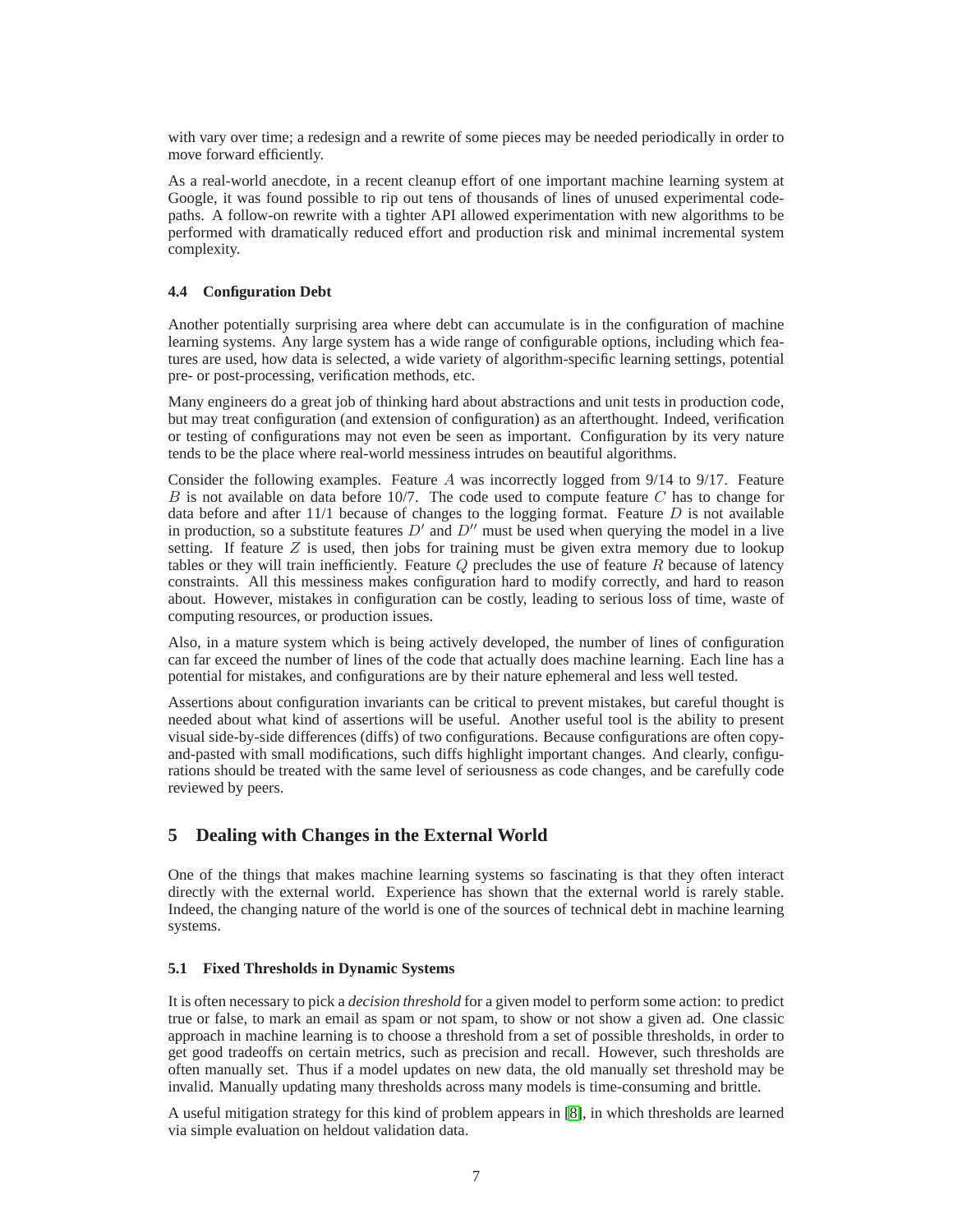with vary over time; a redesign and a rewrite of some pieces may be needed periodically in order to move forward efficiently.

As a real-world anecdote, in a recent cleanup effort of one important machine learning system at Google, it was found possible to rip out tens of thousands of lines of unused experimental codepaths. A follow-on rewrite with a tighter API allowed experimentation with new algorithms to be performed with dramatically reduced effort and production risk and minimal incremental system complexity.

### 4.4 Configuration Debt

Another potentially surprising area where debt can accumulate is in the configuration of machine learning systems. Any large system has a wide range of configurable options, including which features are used, how data is selected, a wide variety of algorithm-specific learning settings, potential pre- or post-processing, verification methods, etc.

Many engineers do a great job of thinking hard about abstractions and unit tests in production code, but may treat configuration (and extension of configuration) as an afterthought. Indeed, verification or testing of configurations may not even be seen as important. Configuration by its very nature tends to be the place where real-world messiness intrudes on beautiful algorithms.

Consider the following examples. Feature $A$ was incorrectly logged from 9/14 to 9/17. Feature $B$ is not available on data before 10/7. The code used to compute feature $C$ has to change for data before and after 11/1 because of changes to the logging format. Feature $D$ is not available in production, so a substitute features $D'$ and $D''$ must be used when querying the model in a live setting. If feature $Z$ is used, then jobs for training must be given extra memory due to lookup tables or they will train inefficiently. Feature $Q$ precludes the use of feature $R$ because of latency constraints. All this messiness makes configuration hard to modify correctly, and hard to reason about. However, mistakes in configuration can be costly, leading to serious loss of time, waste of computing resources, or production issues.

Also, in a mature system which is being actively developed, the number of lines of configuration can far exceed the number of lines of the code that actually does machine learning. Each line has a potential for mistakes, and configurations are by their nature ephemeral and less well tested.

Assertions about configuration invariants can be critical to prevent mistakes, but careful thought is needed about what kind of assertions will be useful. Another useful tool is the ability to present visual side-by-side differences (diffs) of two configurations. Because configurations are often copy-and-pasted with small modifications, such diffs highlight important changes. And clearly, configurations should be treated with the same level of seriousness as code changes, and be carefully code reviewed by peers.

## 5 Dealing with Changes in the External World

One of the things that makes machine learning systems so fascinating is that they often interact directly with the external world. Experience has shown that the external world is rarely stable. Indeed, the changing nature of the world is one of the sources of technical debt in machine learning systems.

### 5.1 Fixed Thresholds in Dynamic Systems

It is often necessary to pick a *decision threshold* for a given model to perform some action: to predict true or false, to mark an email as spam or not spam, to show or not show a given ad. One classic approach in machine learning is to choose a threshold from a set of possible thresholds, in order to get good tradeoffs on certain metrics, such as precision and recall. However, such thresholds are often manually set. Thus if a model updates on new data, the old manually set threshold may be invalid. Manually updating many thresholds across many models is time-consuming and brittle.

A useful mitigation strategy for this kind of problem appears in [8], in which thresholds are learned via simple evaluation on heldout validation data.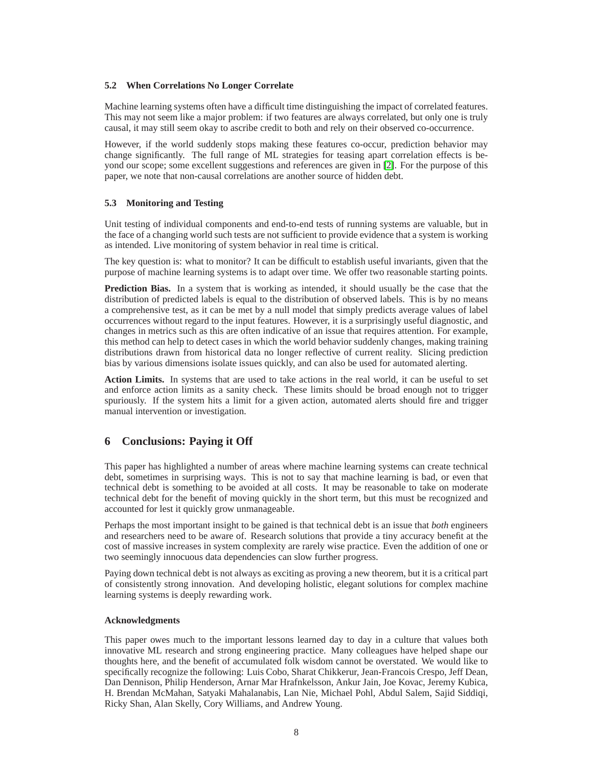### 5.2 When Correlations No Longer Correlate

Machine learning systems often have a difficult time distinguishing the impact of correlated features. This may not seem like a major problem: if two features are always correlated, but only one is truly causal, it may still seem okay to ascribe credit to both and rely on their observed co-occurrence.

However, if the world suddenly stops making these features co-occur, prediction behavior may change significantly. The full range of ML strategies for teasing apart correlation effects is beyond our scope; some excellent suggestions and references are given in [2]. For the purpose of this paper, we note that non-causal correlations are another source of hidden debt.

### 5.3 Monitoring and Testing

Unit testing of individual components and end-to-end tests of running systems are valuable, but in the face of a changing world such tests are not sufficient to provide evidence that a system is working as intended. Live monitoring of system behavior in real time is critical.

The key question is: what to monitor? It can be difficult to establish useful invariants, given that the purpose of machine learning systems is to adapt over time. We offer two reasonable starting points.

**Prediction Bias.** In a system that is working as intended, it should usually be the case that the distribution of predicted labels is equal to the distribution of observed labels. This is by no means a comprehensive test, as it can be met by a null model that simply predicts average values of label occurrences without regard to the input features. However, it is a surprisingly useful diagnostic, and changes in metrics such as this are often indicative of an issue that requires attention. For example, this method can help to detect cases in which the world behavior suddenly changes, making training distributions drawn from historical data no longer reflective of current reality. Slicing prediction bias by various dimensions isolate issues quickly, and can also be used for automated alerting.

**Action Limits.** In systems that are used to take actions in the real world, it can be useful to set and enforce action limits as a sanity check. These limits should be broad enough not to trigger spuriously. If the system hits a limit for a given action, automated alerts should fire and trigger manual intervention or investigation.

## 6 Conclusions: Paying it Off

This paper has highlighted a number of areas where machine learning systems can create technical debt, sometimes in surprising ways. This is not to say that machine learning is bad, or even that technical debt is something to be avoided at all costs. It may be reasonable to take on moderate technical debt for the benefit of moving quickly in the short term, but this must be recognized and accounted for lest it quickly grow unmanageable.

Perhaps the most important insight to be gained is that technical debt is an issue that *both* engineers and researchers need to be aware of. Research solutions that provide a tiny accuracy benefit at the cost of massive increases in system complexity are rarely wise practice. Even the addition of one or two seemingly innocuous data dependencies can slow further progress.

Paying down technical debt is not always as exciting as proving a new theorem, but it is a critical part of consistently strong innovation. And developing holistic, elegant solutions for complex machine learning systems is deeply rewarding work.

#### Acknowledgments

This paper owes much to the important lessons learned day to day in a culture that values both innovative ML research and strong engineering practice. Many colleagues have helped shape our thoughts here, and the benefit of accumulated folk wisdom cannot be overstated. We would like to specifically recognize the following: Luis Cobo, Sharat Chikkerur, Jean-Francois Crespo, Jeff Dean, Dan Dennison, Philip Henderson, Arnar Mar Hrafnkelsson, Ankur Jain, Joe Kovac, Jeremy Kubica, H. Brendan McMahan, Satyaki Mahalanabis, Lan Nie, Michael Pohl, Abdul Salem, Sajid Siddiqi, Ricky Shan, Alan Skelly, Cory Williams, and Andrew Young.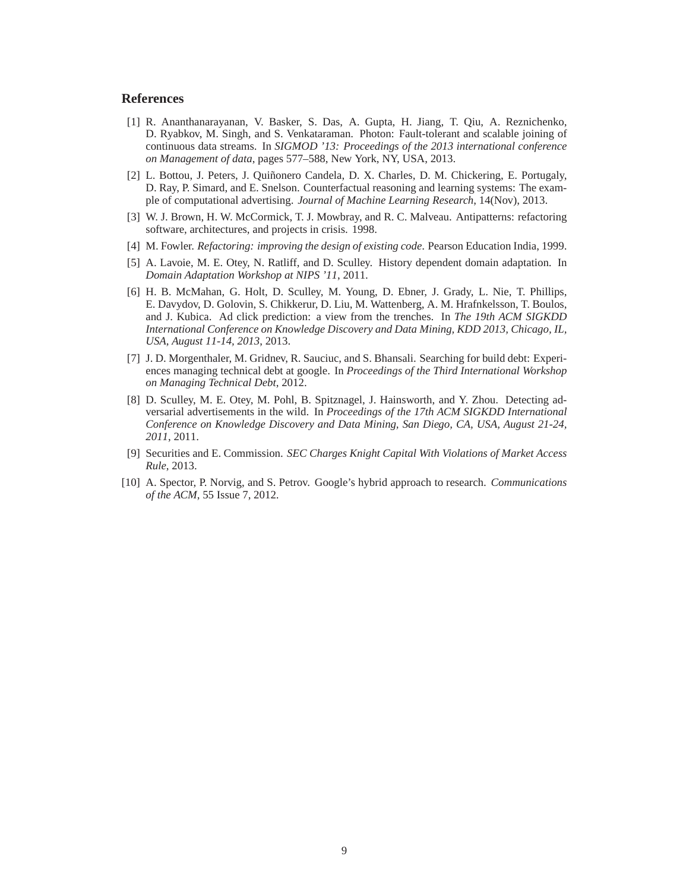## References

[1] R. Ananthanarayanan, V. Basker, S. Das, A. Gupta, H. Jiang, T. Qiu, A. Reznichenko, D. Ryabkov, M. Singh, and S. Venkataraman. Photon: Fault-tolerant and scalable joining of continuous data streams. In *SIGMOD '13: Proceedings of the 2013 international conference on Management of data*, pages 577–588, New York, NY, USA, 2013.

[2] L. Bottou, J. Peters, J. Quiñonero Candela, D. X. Charles, D. M. Chickering, E. Portugaly, D. Ray, P. Simard, and E. Snelson. Counterfactual reasoning and learning systems: The example of computational advertising. *Journal of Machine Learning Research*, 14(Nov), 2013.

[3] W. J. Brown, H. W. McCormick, T. J. Mowbray, and R. C. Malveau. Antipatterns: refactoring software, architectures, and projects in crisis. 1998.

[4] M. Fowler. *Refactoring: improving the design of existing code*. Pearson Education India, 1999.

[5] A. Lavoie, M. E. Otey, N. Ratliff, and D. Sculley. History dependent domain adaptation. In *Domain Adaptation Workshop at NIPS '11*, 2011.

[6] H. B. McMahan, G. Holt, D. Sculley, M. Young, D. Ebner, J. Grady, L. Nie, T. Phillips, E. Davydov, D. Golovin, S. Chikkerur, D. Liu, M. Wattenberg, A. M. Hrafnkelsson, T. Boulos, and J. Kubica. Ad click prediction: a view from the trenches. In *The 19th ACM SIGKDD International Conference on Knowledge Discovery and Data Mining, KDD 2013, Chicago, IL, USA, August 11-14, 2013*, 2013.

[7] J. D. Morgenthaler, M. Gridnev, R. Sauciuc, and S. Bhansali. Searching for build debt: Experiences managing technical debt at google. In *Proceedings of the Third International Workshop on Managing Technical Debt*, 2012.

[8] D. Sculley, M. E. Otey, M. Pohl, B. Spitznagel, J. Hainsworth, and Y. Zhou. Detecting adversarial advertisements in the wild. In *Proceedings of the 17th ACM SIGKDD International Conference on Knowledge Discovery and Data Mining, San Diego, CA, USA, August 21-24, 2011*, 2011.

[9] Securities and E. Commission. *SEC Charges Knight Capital With Violations of Market Access Rule*, 2013.

[10] A. Spector, P. Norvig, and S. Petrov. Google's hybrid approach to research. *Communications of the ACM*, 55 Issue 7, 2012.